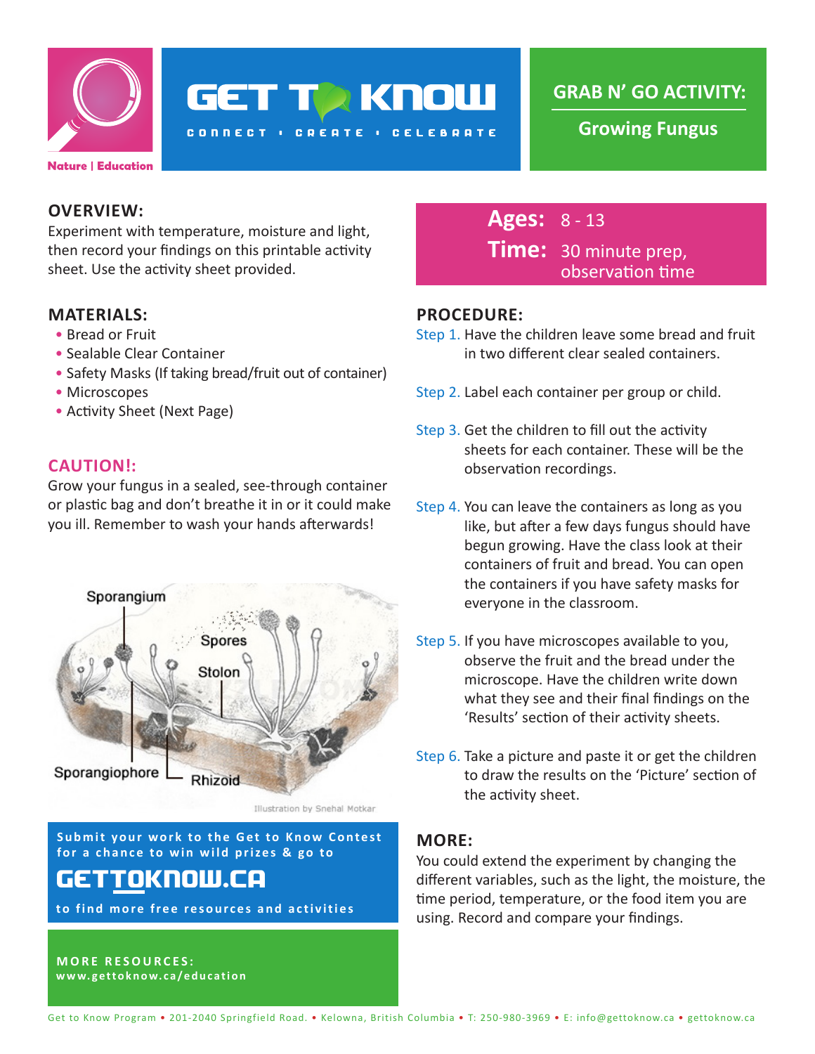# GET TO KNOW

CONNECT • CREATE • CELEBRATE

Nature | Education

## GRAB N' GO ACTIVITY:

## Growing Fungus

## OVERVIEW:

Experiment with temperature, moisture and light, then record your findings on this printable activity sheet. Use the activity sheet provided.

## MATERIALS:

- Bread or Fruit
- Sealable Clear Container
- Safety Masks (If taking bread/fruit out of container)
- Microscopes
- Activity Sheet (Next Page)

## CAUTION!:

Grow your fungus in a sealed, see-through container or plastic bag and don't breathe it in or it could make you ill. Remember to wash your hands afterwards!

Sporangium

Spores

Stolon

Sporangiophore

Rhizoid

Illustration by Snehal Motkar

**Submit your work to the Get to Know Contest for a chance to win wild prizes & go to**

**GETTOKNOW.CA**

**to find more free resources and activities**

**MORE RESOURCES:**
**www.gettoknow.ca/education**

**Ages:** 8 - 13

**Time:** 30 minute prep, observation time

## PROCEDURE:

Step 1. Have the children leave some bread and fruit in two different clear sealed containers.

Step 2. Label each container per group or child.

Step 3. Get the children to fill out the activity sheets for each container. These will be the observation recordings.

Step 4. You can leave the containers as long as you like, but after a few days fungus should have begun growing. Have the class look at their containers of fruit and bread. You can open the containers if you have safety masks for everyone in the classroom.

Step 5. If you have microscopes available to you, observe the fruit and the bread under the microscope. Have the children write down what they see and their final findings on the 'Results' section of their activity sheets.

Step 6. Take a picture and paste it or get the children to draw the results on the 'Picture' section of the activity sheet.

## MORE:

You could extend the experiment by changing the different variables, such as the light, the moisture, the time period, temperature, or the food item you are using. Record and compare your findings.

Get to Know Program • 201-2040 Springfield Road. • Kelowna, British Columbia • T: 250-980-3969 • E: info@gettoknow.ca • gettoknow.ca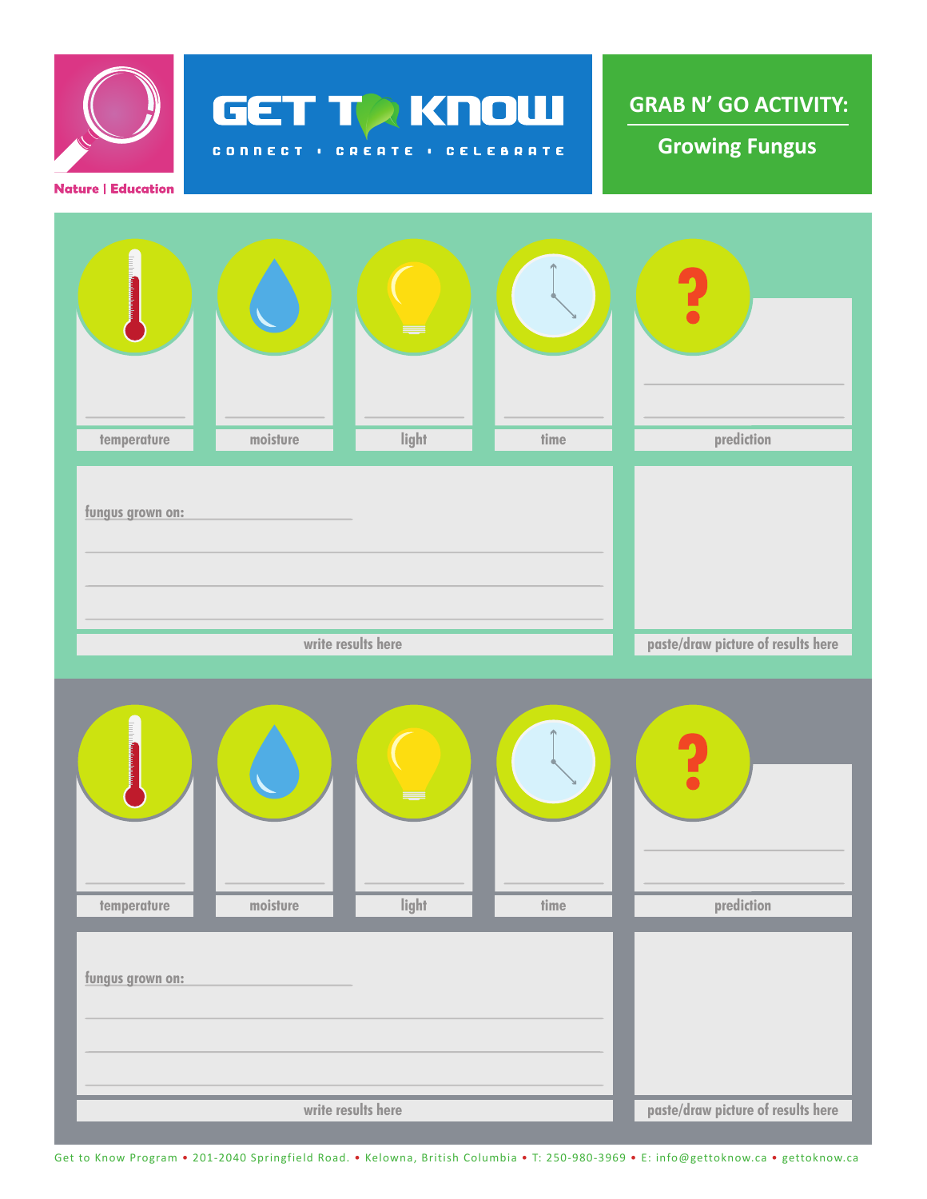Nature | Education

GET TO KNOW

CONNECT • CREATE • CELEBRATE

## GRAB N' GO ACTIVITY:

## Growing Fungus

temperature

moisture

light

time

prediction

fungus grown on:

write results here

paste/draw picture of results here

temperature

moisture

light

time

prediction

fungus grown on:

write results here

paste/draw picture of results here

Get to Know Program • 201-2040 Springfield Road. • Kelowna, British Columbia • T: 250-980-3969 • E: info@gettoknow.ca • gettoknow.ca